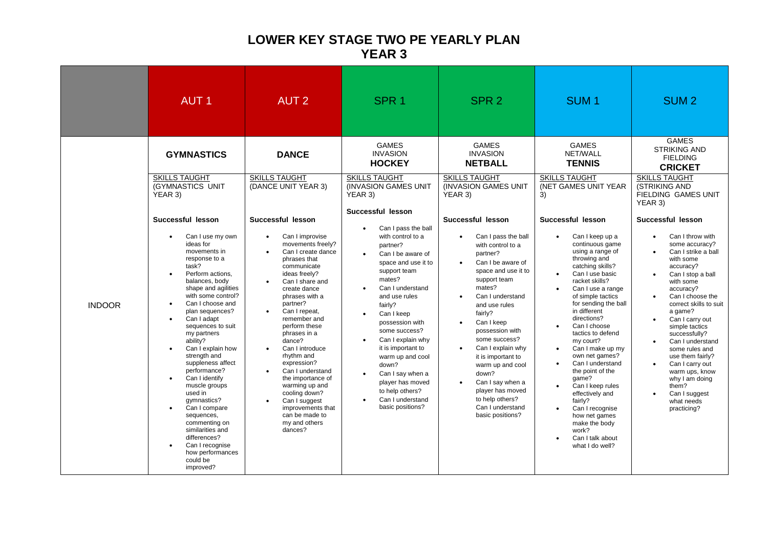# LOWER KEY STAGE TWO PE YEARLY PLAN
# YEAR 3

| | AUT 1 | AUT 2 | SPR 1 | SPR 2 | SUM 1 | SUM 2 |
|---|---|---|---|---|---|---|
| | **GYMNASTICS** | **DANCE** | GAMES<br>INVASION<br>**HOCKEY** | GAMES<br>INVASION<br>**NETBALL** | GAMES<br>NET/WALL<br>**TENNIS** | GAMES<br>STRIKING AND FIELDING<br>**CRICKET** |
| INDOOR | SKILLS TAUGHT<br>(GYMNASTICS UNIT YEAR 3)<br><br>**Successful lesson**<br>• Can I use my own ideas for movements in response to a task?<br>• Perform actions, balances, body shape and agilities with some control?<br>• Can I choose and plan sequences?<br>• Can I adapt sequences to suit my partners ability?<br>• Can I explain how strength and suppleness affect performance?<br>• Can I identify muscle groups used in gymnastics?<br>• Can I compare sequences, commenting on similarities and differences?<br>• Can I recognise how performances could be improved? | SKILLS TAUGHT<br>(DANCE UNIT YEAR 3)<br><br>**Successful lesson**<br>• Can I improvise movements freely?<br>• Can I create dance phrases that communicate ideas freely?<br>• Can I share and create dance phrases with a partner?<br>• Can I repeat, remember and perform these phrases in a dance?<br>• Can I introduce rhythm and expression?<br>• Can I understand the importance of warming up and cooling down?<br>• Can I suggest improvements that can be made to my and others dances? | SKILLS TAUGHT<br>(INVASION GAMES UNIT YEAR 3)<br><br>**Successful lesson**<br>• Can I pass the ball with control to a partner?<br>• Can I be aware of space and use it to support team mates?<br>• Can I understand and use rules fairly?<br>• Can I keep possession with some success?<br>• Can I explain why it is important to warm up and cool down?<br>• Can I say when a player has moved to help others?<br>• Can I understand basic positions? | SKILLS TAUGHT<br>(INVASION GAMES UNIT YEAR 3)<br><br>**Successful lesson**<br>• Can I pass the ball with control to a partner?<br>• Can I be aware of space and use it to support team mates?<br>• Can I understand and use rules fairly?<br>• Can I keep possession with some success?<br>• Can I explain why it is important to warm up and cool down?<br>• Can I say when a player has moved to help others? Can I understand basic positions? | SKILLS TAUGHT<br>(NET GAMES UNIT YEAR 3)<br><br>**Successful lesson**<br>• Can I keep up a continuous game using a range of throwing and catching skills?<br>• Can I use basic racket skills?<br>• Can I use a range of simple tactics for sending the ball in different directions?<br>• Can I choose tactics to defend my court?<br>• Can I make up my own net games?<br>• Can I understand the point of the game?<br>• Can I keep rules effectively and fairly?<br>• Can I recognise how net games make the body work?<br>• Can I talk about what I do well? | SKILLS TAUGHT<br>(STRIKING AND FIELDING GAMES UNIT YEAR 3)<br><br>**Successful lesson**<br>• Can I throw with some accuracy?<br>• Can I strike a ball with some accuracy?<br>• Can I stop a ball with some accuracy?<br>• Can I choose the correct skills to suit a game?<br>• Can I carry out simple tactics successfully?<br>• Can I understand some rules and use them fairly?<br>• Can I carry out warm ups, know why I am doing them?<br>• Can I suggest what needs practicing? |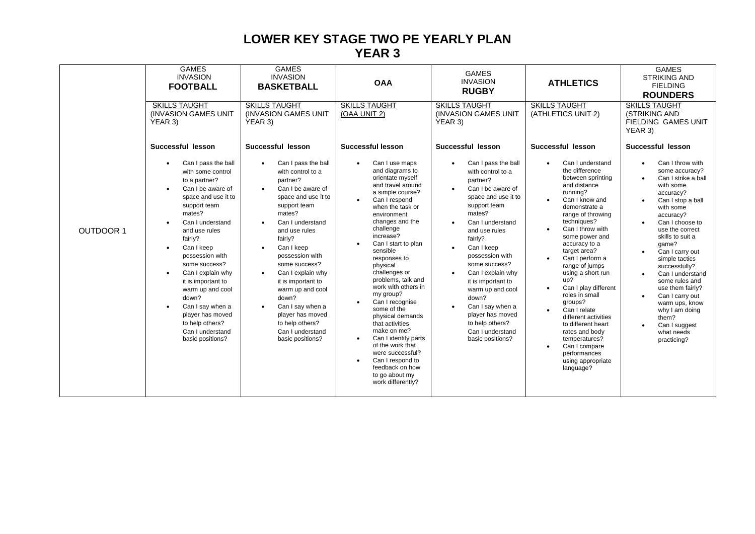# LOWER KEY STAGE TWO PE YEARLY PLAN
## YEAR 3

| | GAMES INVASION **FOOTBALL** | GAMES INVASION **BASKETBALL** | **OAA** | GAMES INVASION **RUGBY** | **ATHLETICS** | GAMES STRIKING AND FIELDING **ROUNDERS** |
|---|---|---|---|---|---|---|
| OUTDOOR 1 | SKILLS TAUGHT (INVASION GAMES UNIT YEAR 3)<br><br>**Successful lesson**<br><br>• Can I pass the ball with some control to a partner?<br>• Can I be aware of space and use it to support team mates?<br>• Can I understand and use rules fairly?<br>• Can I keep possession with some success?<br>• Can I explain why it is important to warm up and cool down?<br>• Can I say when a player has moved to help others? Can I understand basic positions? | SKILLS TAUGHT (INVASION GAMES UNIT YEAR 3)<br><br>**Successful lesson**<br><br>• Can I pass the ball with control to a partner?<br>• Can I be aware of space and use it to support team mates?<br>• Can I understand and use rules fairly?<br>• Can I keep possession with some success?<br>• Can I explain why it is important to warm up and cool down?<br>• Can I say when a player has moved to help others? Can I understand basic positions? | SKILLS TAUGHT (OAA UNIT 2)<br><br>**Successful lesson**<br><br>• Can I use maps and diagrams to orientate myself and travel around a simple course?<br>• Can I respond when the task or environment changes and the challenge increase?<br>• Can I start to plan sensible responses to physical challenges or problems, talk and work with others in my group?<br>• Can I recognise some of the physical demands that activities make on me?<br>• Can I identify parts of the work that were successful?<br>• Can I respond to feedback on how to go about my work differently? | SKILLS TAUGHT (INVASION GAMES UNIT YEAR 3)<br><br>**Successful lesson**<br><br>• Can I pass the ball with control to a partner?<br>• Can I be aware of space and use it to support team mates?<br>• Can I understand and use rules fairly?<br>• Can I keep possession with some success?<br>• Can I explain why it is important to warm up and cool down?<br>• Can I say when a player has moved to help others? Can I understand basic positions? | SKILLS TAUGHT (ATHLETICS UNIT 2)<br><br>**Successful lesson**<br><br>• Can I understand the difference between sprinting and distance running?<br>• Can I know and demonstrate a range of throwing techniques?<br>• Can I throw with some power and accuracy to a target area?<br>• Can I perform a range of jumps using a short run up?<br>• Can I play different roles in small groups?<br>• Can I relate different activities to different heart rates and body temperatures?<br>• Can I compare performances using appropriate language? | SKILLS TAUGHT (STRIKING AND FIELDING GAMES UNIT YEAR 3)<br><br>**Successful lesson**<br><br>• Can I throw with some accuracy?<br>• Can I strike a ball with some accuracy?<br>• Can I stop a ball with some accuracy?<br>• Can I choose to use the correct skills to suit a game?<br>• Can I carry out simple tactics successfully?<br>• Can I understand some rules and use them fairly?<br>• Can I carry out warm ups, know why I am doing them?<br>• Can I suggest what needs practicing? |